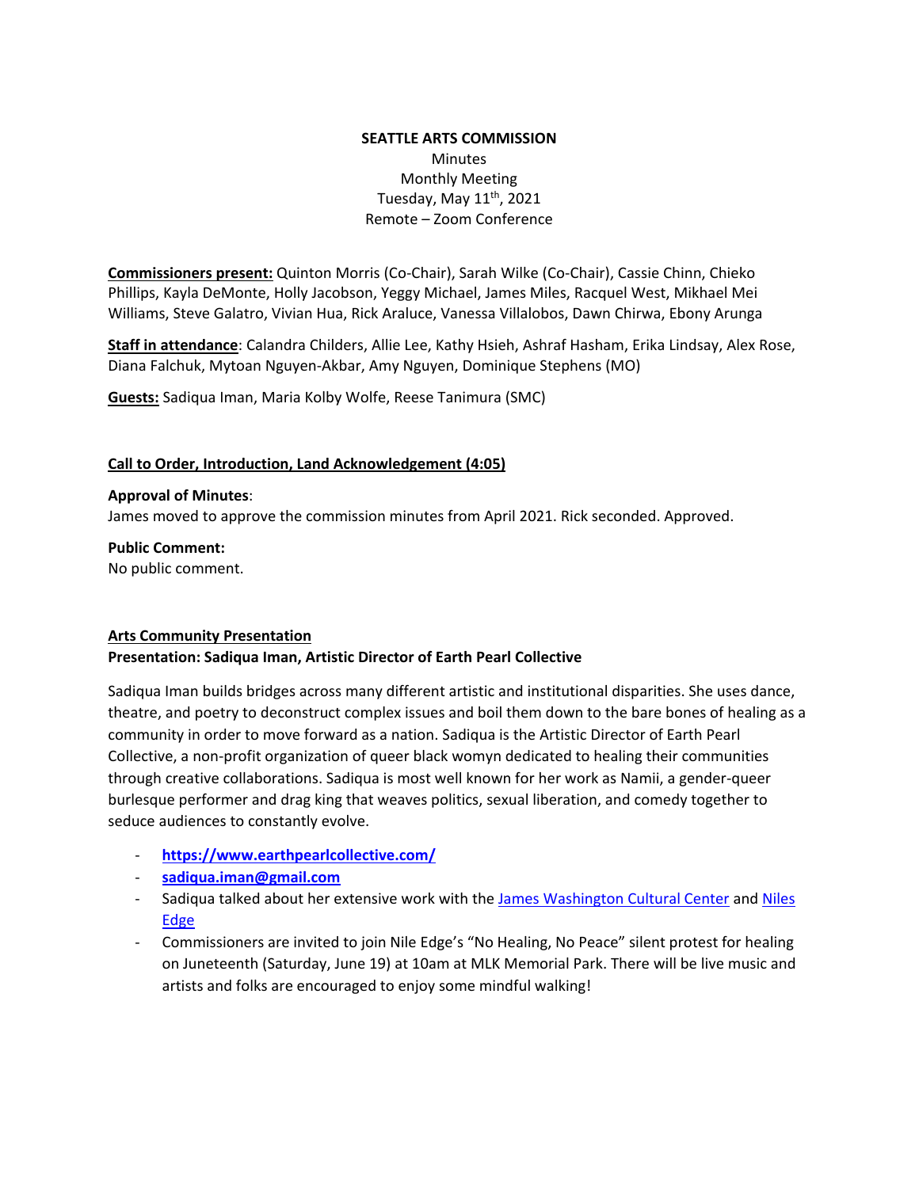**SEATTLE ARTS COMMISSION**

Minutes

Monthly Meeting

Tuesday, May 11th, 2021

Remote – Zoom Conference

**Commissioners present:** Quinton Morris (Co-Chair), Sarah Wilke (Co-Chair), Cassie Chinn, Chieko Phillips, Kayla DeMonte, Holly Jacobson, Yeggy Michael, James Miles, Racquel West, Mikhael Mei Williams, Steve Galatro, Vivian Hua, Rick Araluce, Vanessa Villalobos, Dawn Chirwa, Ebony Arunga

**Staff in attendance**: Calandra Childers, Allie Lee, Kathy Hsieh, Ashraf Hasham, Erika Lindsay, Alex Rose, Diana Falchuk, Mytoan Nguyen-Akbar, Amy Nguyen, Dominique Stephens (MO)

**Guests:** Sadiqua Iman, Maria Kolby Wolfe, Reese Tanimura (SMC)

**Call to Order, Introduction, Land Acknowledgement (4:05)**

**Approval of Minutes**:

James moved to approve the commission minutes from April 2021. Rick seconded. Approved.

**Public Comment:**

No public comment.

**Arts Community Presentation**

**Presentation: Sadiqua Iman, Artistic Director of Earth Pearl Collective**

Sadiqua Iman builds bridges across many different artistic and institutional disparities. She uses dance, theatre, and poetry to deconstruct complex issues and boil them down to the bare bones of healing as a community in order to move forward as a nation. Sadiqua is the Artistic Director of Earth Pearl Collective, a non-profit organization of queer black womyn dedicated to healing their communities through creative collaborations. Sadiqua is most well known for her work as Namii, a gender-queer burlesque performer and drag king that weaves politics, sexual liberation, and comedy together to seduce audiences to constantly evolve.

- **https://www.earthpearlcollective.com/**
- **sadiqua.iman@gmail.com**
- Sadiqua talked about her extensive work with the James Washington Cultural Center and Niles Edge
- Commissioners are invited to join Nile Edge's "No Healing, No Peace" silent protest for healing on Juneteenth (Saturday, June 19) at 10am at MLK Memorial Park. There will be live music and artists and folks are encouraged to enjoy some mindful walking!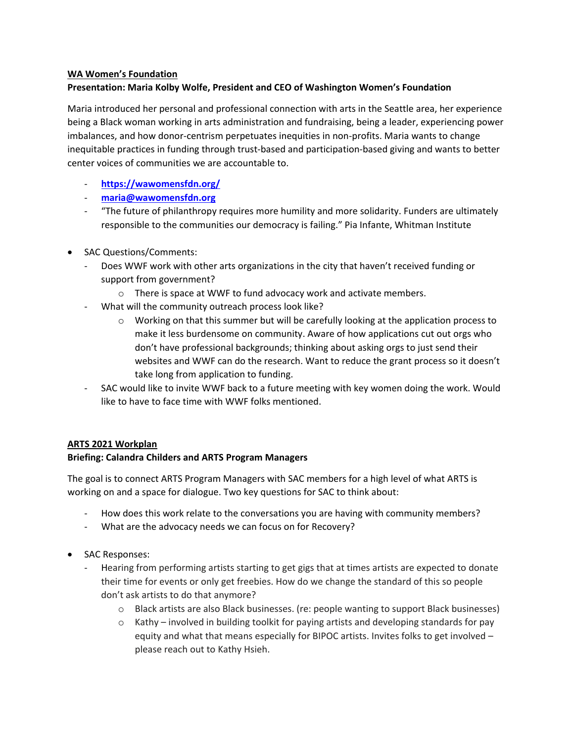**<u>WA Women's Foundation</u>**
**Presentation: Maria Kolby Wolfe, President and CEO of Washington Women's Foundation**

Maria introduced her personal and professional connection with arts in the Seattle area, her experience being a Black woman working in arts administration and fundraising, being a leader, experiencing power imbalances, and how donor-centrism perpetuates inequities in non-profits. Maria wants to change inequitable practices in funding through trust-based and participation-based giving and wants to better center voices of communities we are accountable to.

- **https://wawomensfdn.org/**
- **maria@wawomensfdn.org**
- "The future of philanthropy requires more humility and more solidarity. Funders are ultimately responsible to the communities our democracy is failing." Pia Infante, Whitman Institute

- SAC Questions/Comments:
  - Does WWF work with other arts organizations in the city that haven't received funding or support from government?
    - There is space at WWF to fund advocacy work and activate members.
  - What will the community outreach process look like?
    - Working on that this summer but will be carefully looking at the application process to make it less burdensome on community. Aware of how applications cut out orgs who don't have professional backgrounds; thinking about asking orgs to just send their websites and WWF can do the research. Want to reduce the grant process so it doesn't take long from application to funding.
  - SAC would like to invite WWF back to a future meeting with key women doing the work. Would like to have to face time with WWF folks mentioned.

**<u>ARTS 2021 Workplan</u>**
**Briefing: Calandra Childers and ARTS Program Managers**

The goal is to connect ARTS Program Managers with SAC members for a high level of what ARTS is working on and a space for dialogue. Two key questions for SAC to think about:

- How does this work relate to the conversations you are having with community members?
- What are the advocacy needs we can focus on for Recovery?

- SAC Responses:
  - Hearing from performing artists starting to get gigs that at times artists are expected to donate their time for events or only get freebies. How do we change the standard of this so people don't ask artists to do that anymore?
    - Black artists are also Black businesses. (re: people wanting to support Black businesses)
    - Kathy – involved in building toolkit for paying artists and developing standards for pay equity and what that means especially for BIPOC artists. Invites folks to get involved – please reach out to Kathy Hsieh.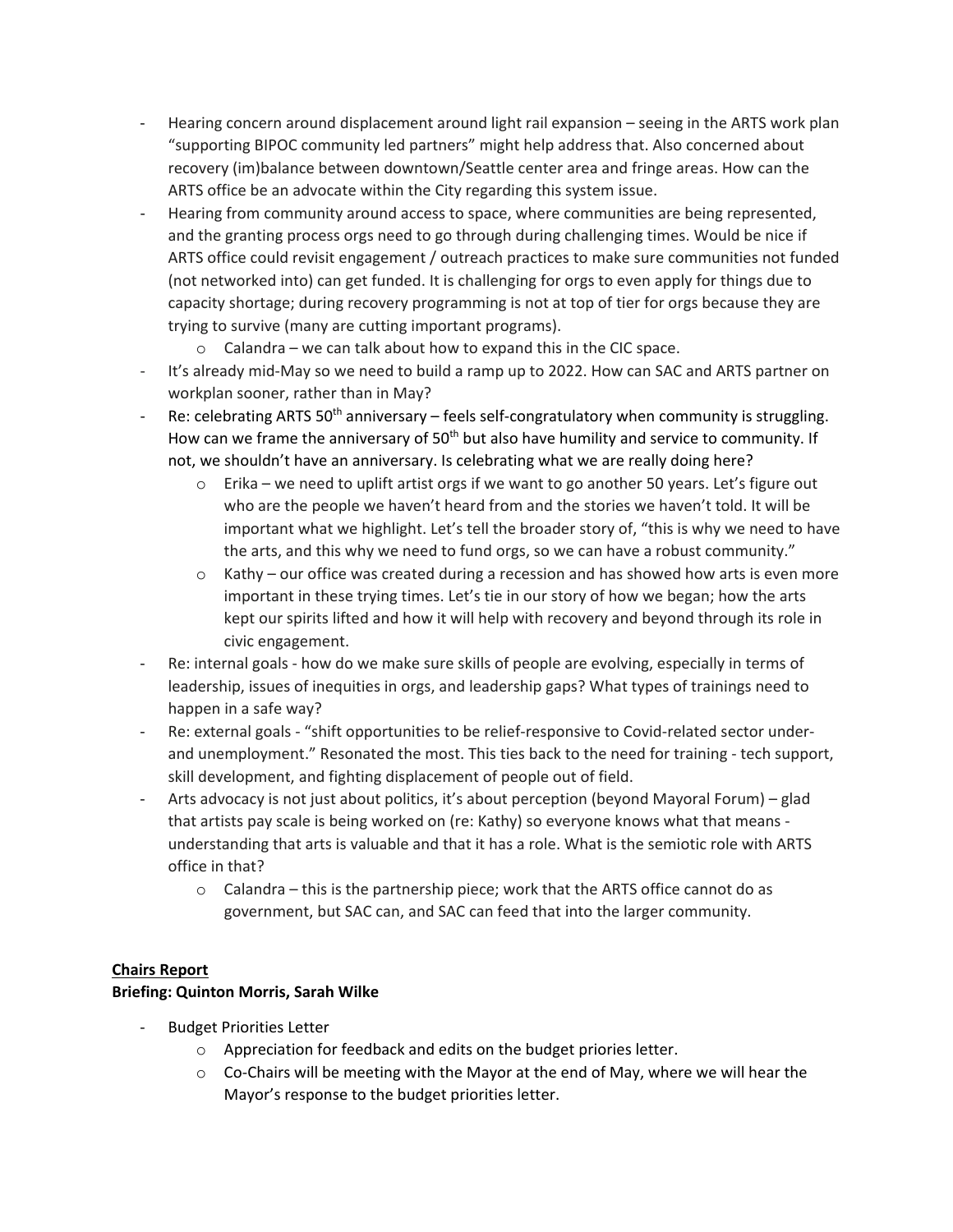- Hearing concern around displacement around light rail expansion – seeing in the ARTS work plan "supporting BIPOC community led partners" might help address that. Also concerned about recovery (im)balance between downtown/Seattle center area and fringe areas. How can the ARTS office be an advocate within the City regarding this system issue.
- Hearing from community around access to space, where communities are being represented, and the granting process orgs need to go through during challenging times. Would be nice if ARTS office could revisit engagement / outreach practices to make sure communities not funded (not networked into) can get funded. It is challenging for orgs to even apply for things due to capacity shortage; during recovery programming is not at top of tier for orgs because they are trying to survive (many are cutting important programs).
  - Calandra – we can talk about how to expand this in the CIC space.
- It's already mid-May so we need to build a ramp up to 2022. How can SAC and ARTS partner on workplan sooner, rather than in May?
- Re: celebrating ARTS 50th anniversary – feels self-congratulatory when community is struggling. How can we frame the anniversary of 50th but also have humility and service to community. If not, we shouldn't have an anniversary. Is celebrating what we are really doing here?
  - Erika – we need to uplift artist orgs if we want to go another 50 years. Let's figure out who are the people we haven't heard from and the stories we haven't told. It will be important what we highlight. Let's tell the broader story of, "this is why we need to have the arts, and this why we need to fund orgs, so we can have a robust community."
  - Kathy – our office was created during a recession and has showed how arts is even more important in these trying times. Let's tie in our story of how we began; how the arts kept our spirits lifted and how it will help with recovery and beyond through its role in civic engagement.
- Re: internal goals - how do we make sure skills of people are evolving, especially in terms of leadership, issues of inequities in orgs, and leadership gaps? What types of trainings need to happen in a safe way?
- Re: external goals - "shift opportunities to be relief-responsive to Covid-related sector under- and unemployment." Resonated the most. This ties back to the need for training - tech support, skill development, and fighting displacement of people out of field.
- Arts advocacy is not just about politics, it's about perception (beyond Mayoral Forum) – glad that artists pay scale is being worked on (re: Kathy) so everyone knows what that means - understanding that arts is valuable and that it has a role. What is the semiotic role with ARTS office in that?
  - Calandra – this is the partnership piece; work that the ARTS office cannot do as government, but SAC can, and SAC can feed that into the larger community.

**Chairs Report**

**Briefing: Quinton Morris, Sarah Wilke**

- Budget Priorities Letter
  - Appreciation for feedback and edits on the budget priories letter.
  - Co-Chairs will be meeting with the Mayor at the end of May, where we will hear the Mayor's response to the budget priorities letter.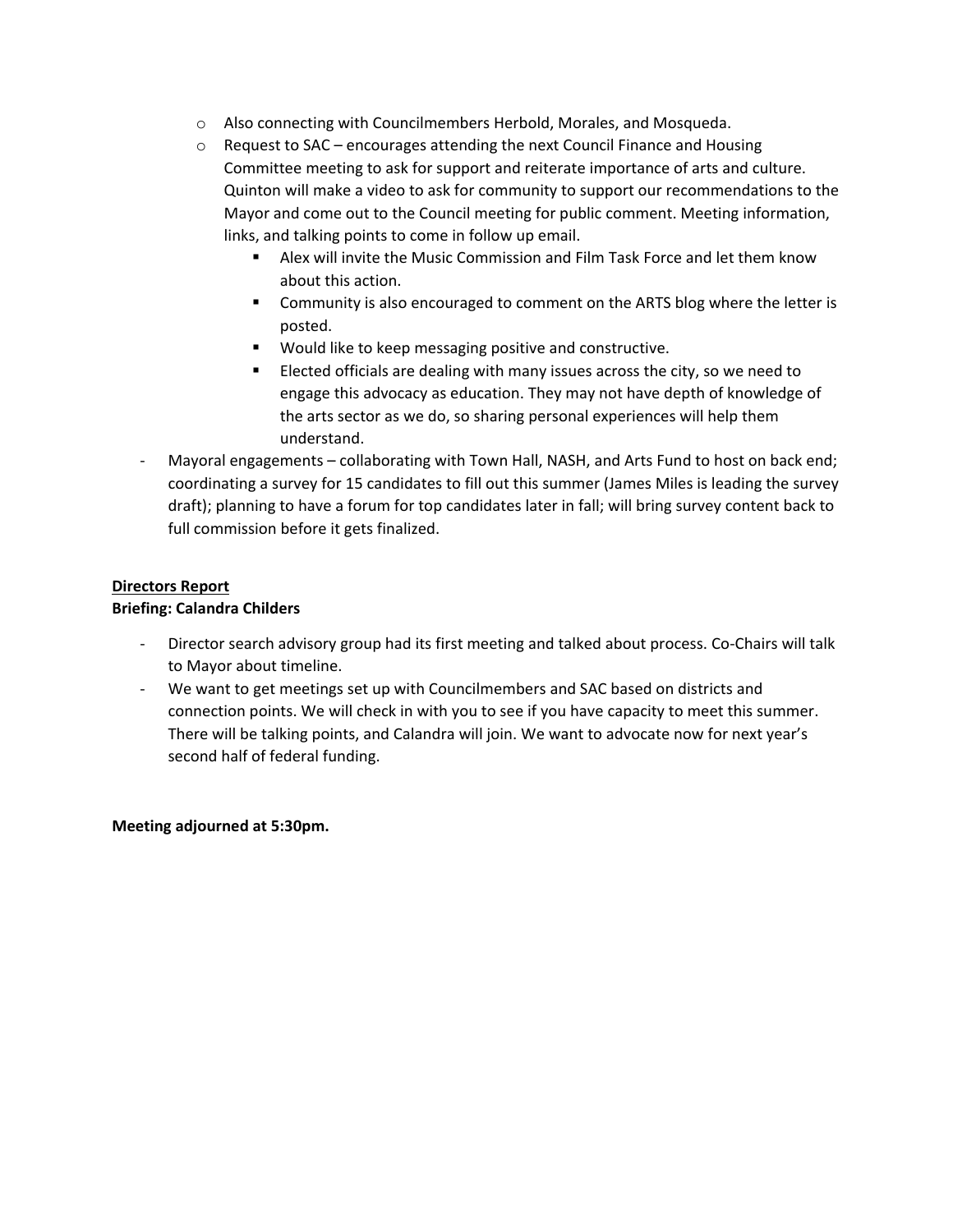- Also connecting with Councilmembers Herbold, Morales, and Mosqueda.
  - Request to SAC – encourages attending the next Council Finance and Housing Committee meeting to ask for support and reiterate importance of arts and culture. Quinton will make a video to ask for community to support our recommendations to the Mayor and come out to the Council meeting for public comment. Meeting information, links, and talking points to come in follow up email.
    - Alex will invite the Music Commission and Film Task Force and let them know about this action.
    - Community is also encouraged to comment on the ARTS blog where the letter is posted.
    - Would like to keep messaging positive and constructive.
    - Elected officials are dealing with many issues across the city, so we need to engage this advocacy as education. They may not have depth of knowledge of the arts sector as we do, so sharing personal experiences will help them understand.
- Mayoral engagements – collaborating with Town Hall, NASH, and Arts Fund to host on back end; coordinating a survey for 15 candidates to fill out this summer (James Miles is leading the survey draft); planning to have a forum for top candidates later in fall; will bring survey content back to full commission before it gets finalized.

**<u>Directors Report</u>**

**Briefing: Calandra Childers**

- Director search advisory group had its first meeting and talked about process. Co-Chairs will talk to Mayor about timeline.
- We want to get meetings set up with Councilmembers and SAC based on districts and connection points. We will check in with you to see if you have capacity to meet this summer. There will be talking points, and Calandra will join. We want to advocate now for next year's second half of federal funding.

**Meeting adjourned at 5:30pm.**